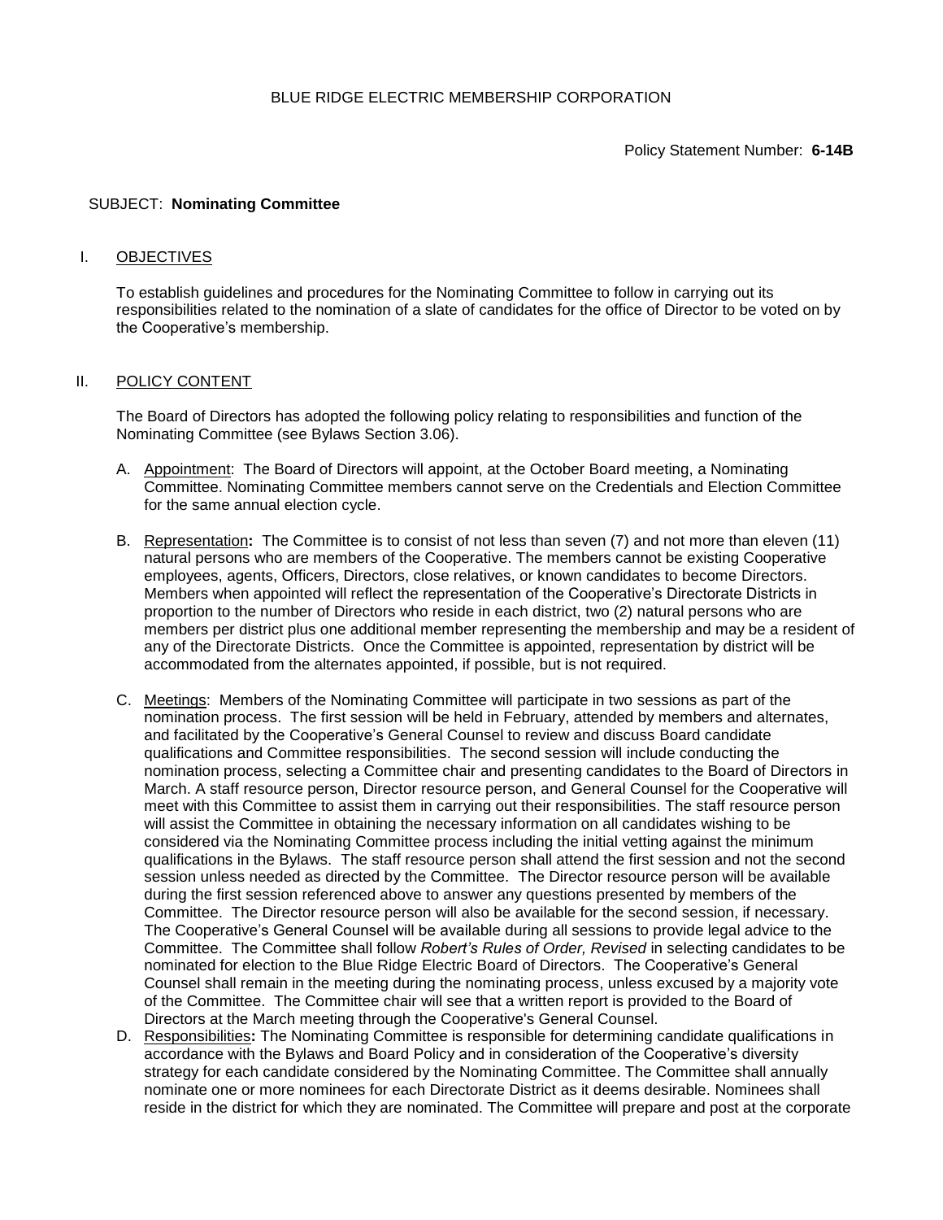BLUE RIDGE ELECTRIC MEMBERSHIP CORPORATION

Policy Statement Number: **6-14B**

SUBJECT: **Nominating Committee**

## I. OBJECTIVES

To establish guidelines and procedures for the Nominating Committee to follow in carrying out its responsibilities related to the nomination of a slate of candidates for the office of Director to be voted on by the Cooperative's membership.

## II. POLICY CONTENT

The Board of Directors has adopted the following policy relating to responsibilities and function of the Nominating Committee (see Bylaws Section 3.06).

A. Appointment: The Board of Directors will appoint, at the October Board meeting, a Nominating Committee. Nominating Committee members cannot serve on the Credentials and Election Committee for the same annual election cycle.

B. Representation**:** The Committee is to consist of not less than seven (7) and not more than eleven (11) natural persons who are members of the Cooperative. The members cannot be existing Cooperative employees, agents, Officers, Directors, close relatives, or known candidates to become Directors. Members when appointed will reflect the representation of the Cooperative's Directorate Districts in proportion to the number of Directors who reside in each district, two (2) natural persons who are members per district plus one additional member representing the membership and may be a resident of any of the Directorate Districts. Once the Committee is appointed, representation by district will be accommodated from the alternates appointed, if possible, but is not required.

C. Meetings: Members of the Nominating Committee will participate in two sessions as part of the nomination process. The first session will be held in February, attended by members and alternates, and facilitated by the Cooperative's General Counsel to review and discuss Board candidate qualifications and Committee responsibilities. The second session will include conducting the nomination process, selecting a Committee chair and presenting candidates to the Board of Directors in March. A staff resource person, Director resource person, and General Counsel for the Cooperative will meet with this Committee to assist them in carrying out their responsibilities. The staff resource person will assist the Committee in obtaining the necessary information on all candidates wishing to be considered via the Nominating Committee process including the initial vetting against the minimum qualifications in the Bylaws. The staff resource person shall attend the first session and not the second session unless needed as directed by the Committee. The Director resource person will be available during the first session referenced above to answer any questions presented by members of the Committee. The Director resource person will also be available for the second session, if necessary. The Cooperative's General Counsel will be available during all sessions to provide legal advice to the Committee. The Committee shall follow *Robert's Rules of Order, Revised* in selecting candidates to be nominated for election to the Blue Ridge Electric Board of Directors. The Cooperative's General Counsel shall remain in the meeting during the nominating process, unless excused by a majority vote of the Committee. The Committee chair will see that a written report is provided to the Board of Directors at the March meeting through the Cooperative's General Counsel.

D. Responsibilities**:** The Nominating Committee is responsible for determining candidate qualifications in accordance with the Bylaws and Board Policy and in consideration of the Cooperative's diversity strategy for each candidate considered by the Nominating Committee. The Committee shall annually nominate one or more nominees for each Directorate District as it deems desirable. Nominees shall reside in the district for which they are nominated. The Committee will prepare and post at the corporate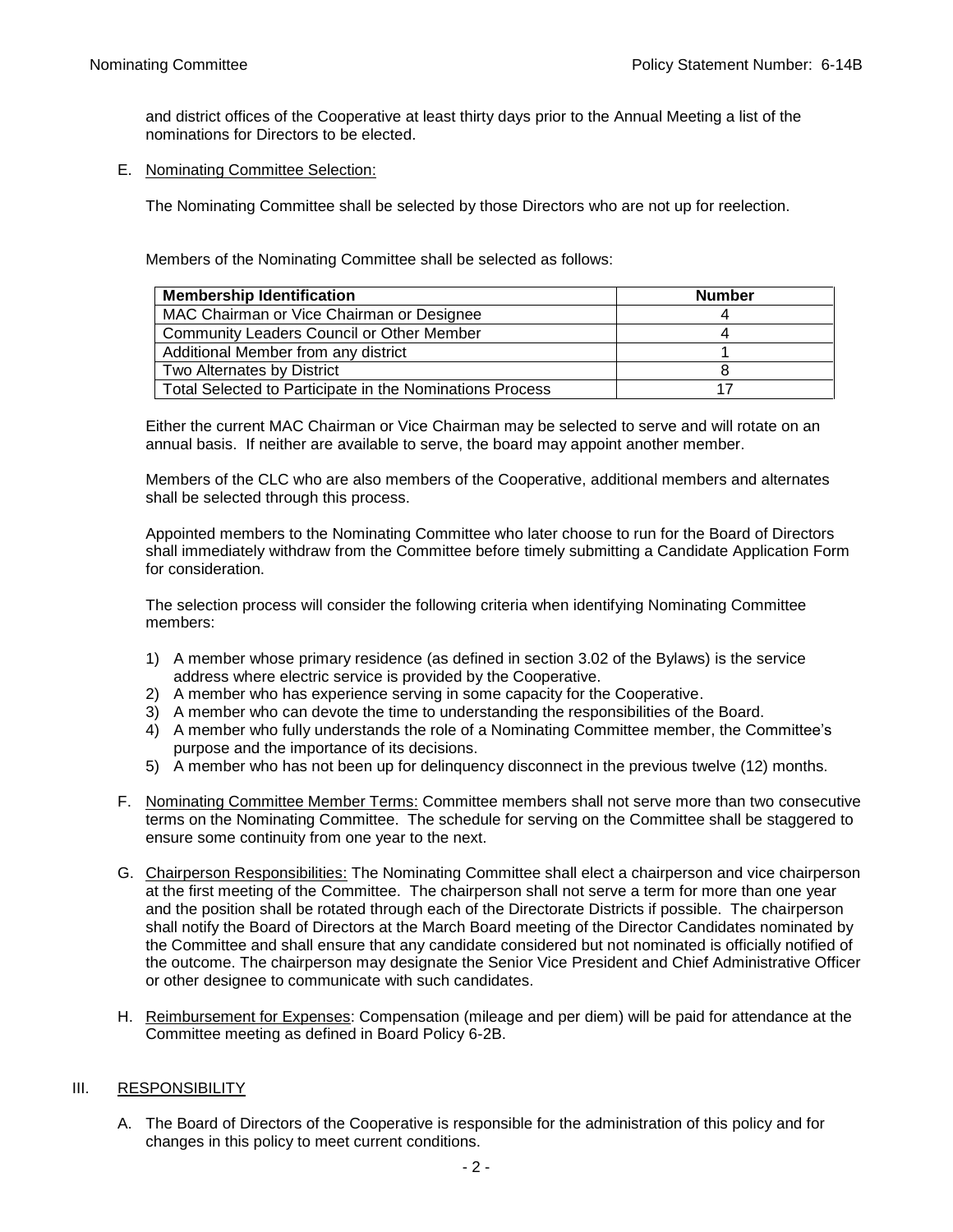and district offices of the Cooperative at least thirty days prior to the Annual Meeting a list of the nominations for Directors to be elected.

E. Nominating Committee Selection:

The Nominating Committee shall be selected by those Directors who are not up for reelection.

Members of the Nominating Committee shall be selected as follows:

| Membership Identification | Number |
|---|---|
| MAC Chairman or Vice Chairman or Designee | 4 |
| Community Leaders Council or Other Member | 4 |
| Additional Member from any district | 1 |
| Two Alternates by District | 8 |
| Total Selected to Participate in the Nominations Process | 17 |

Either the current MAC Chairman or Vice Chairman may be selected to serve and will rotate on an annual basis. If neither are available to serve, the board may appoint another member.

Members of the CLC who are also members of the Cooperative, additional members and alternates shall be selected through this process.

Appointed members to the Nominating Committee who later choose to run for the Board of Directors shall immediately withdraw from the Committee before timely submitting a Candidate Application Form for consideration.

The selection process will consider the following criteria when identifying Nominating Committee members:

1) A member whose primary residence (as defined in section 3.02 of the Bylaws) is the service address where electric service is provided by the Cooperative.
2) A member who has experience serving in some capacity for the Cooperative.
3) A member who can devote the time to understanding the responsibilities of the Board.
4) A member who fully understands the role of a Nominating Committee member, the Committee's purpose and the importance of its decisions.
5) A member who has not been up for delinquency disconnect in the previous twelve (12) months.

F. Nominating Committee Member Terms: Committee members shall not serve more than two consecutive terms on the Nominating Committee. The schedule for serving on the Committee shall be staggered to ensure some continuity from one year to the next.

G. Chairperson Responsibilities: The Nominating Committee shall elect a chairperson and vice chairperson at the first meeting of the Committee. The chairperson shall not serve a term for more than one year and the position shall be rotated through each of the Directorate Districts if possible. The chairperson shall notify the Board of Directors at the March Board meeting of the Director Candidates nominated by the Committee and shall ensure that any candidate considered but not nominated is officially notified of the outcome. The chairperson may designate the Senior Vice President and Chief Administrative Officer or other designee to communicate with such candidates.

H. Reimbursement for Expenses: Compensation (mileage and per diem) will be paid for attendance at the Committee meeting as defined in Board Policy 6-2B.

## III. RESPONSIBILITY

A. The Board of Directors of the Cooperative is responsible for the administration of this policy and for changes in this policy to meet current conditions.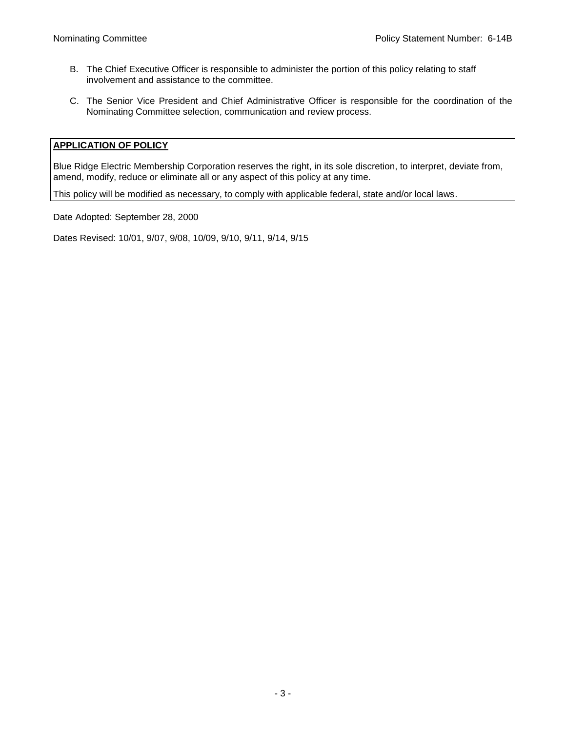B. The Chief Executive Officer is responsible to administer the portion of this policy relating to staff involvement and assistance to the committee.

C. The Senior Vice President and Chief Administrative Officer is responsible for the coordination of the Nominating Committee selection, communication and review process.

**APPLICATION OF POLICY**

Blue Ridge Electric Membership Corporation reserves the right, in its sole discretion, to interpret, deviate from, amend, modify, reduce or eliminate all or any aspect of this policy at any time.

This policy will be modified as necessary, to comply with applicable federal, state and/or local laws.

Date Adopted: September 28, 2000

Dates Revised: 10/01, 9/07, 9/08, 10/09, 9/10, 9/11, 9/14, 9/15